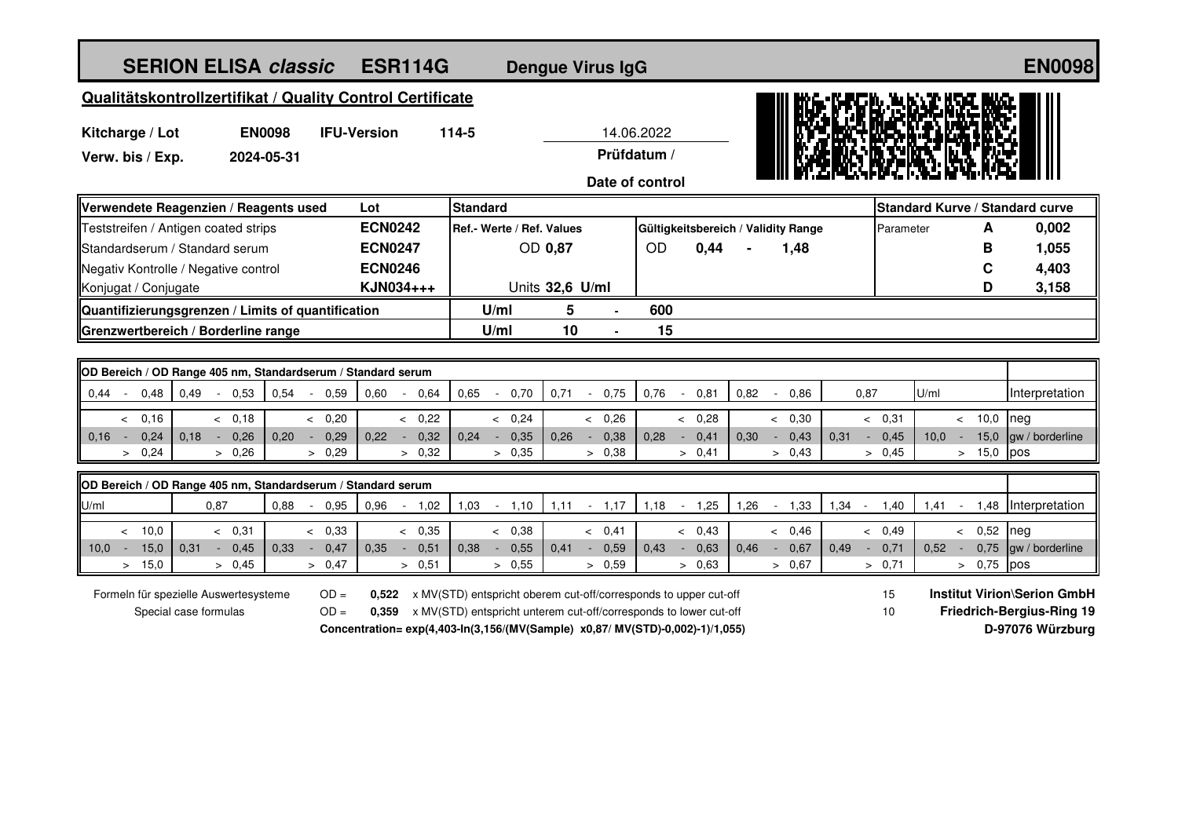# SERION ELISA *classic* ESR114G Dengue Virus IgG EN0098

## Qualitätskontrollzertifikat / Quality Control Certificate

**Kitcharge / Lot** **EN0098** **IFU-Version** 114-5

**Verw. bis / Exp.** **2024-05-31**

14.06.2022
**Prüfdatum / Date of control**

| Verwendete Reagenzien / Reagents used | Lot | Standard | | Standard Kurve / Standard curve | |
|---|---|---|---|---|---|
| Teststreifen / Antigen coated strips | ECN0242 | Ref.- Werte / Ref. Values | Gültigkeitsbereich / Validity Range | Parameter A | 0,002 |
| Standardserum / Standard serum | ECN0247 | OD 0,87 | OD 0,44 - 1,48 | B | 1,055 |
| Negativ Kontrolle / Negative control | ECN0246 | | | C | 4,403 |
| Konjugat / Conjugate | KJN034+++ | Units 32,6 U/ml | | D | 3,158 |
| Quantifizierungsgrenzen / Limits of quantification | | U/ml 5 - 600 | | | |
| Grenzwertbereich / Borderline range | | U/ml 10 - 15 | | | |

**OD Bereich / OD Range 405 nm, Standardserum / Standard serum**

| 0,44 - 0,48 | 0,49 - 0,53 | 0,54 - 0,59 | 0,60 - 0,64 | 0,65 - 0,70 | 0,71 - 0,75 | 0,76 - 0,81 | 0,82 - 0,86 | 0,87 | U/ml | Interpretation |
|---|---|---|---|---|---|---|---|---|---|---|
| < 0,16 | < 0,18 | < 0,20 | < 0,22 | < 0,24 | < 0,26 | < 0,28 | < 0,30 | < 0,31 | < 10,0 | neg |
| 0,16 - 0,24 | 0,18 - 0,26 | 0,20 - 0,29 | 0,22 - 0,32 | 0,24 - 0,35 | 0,26 - 0,38 | 0,28 - 0,41 | 0,30 - 0,43 | 0,31 - 0,45 | 10,0 - 15,0 | gw / borderline |
| > 0,24 | > 0,26 | > 0,29 | > 0,32 | > 0,35 | > 0,38 | > 0,41 | > 0,43 | > 0,45 | > 15,0 | pos |

**OD Bereich / OD Range 405 nm, Standardserum / Standard serum**

| U/ml | 0,87 | 0,88 - 0,95 | 0,96 - 1,02 | 1,03 - 1,10 | 1,11 - 1,17 | 1,18 - 1,25 | 1,26 - 1,33 | 1,34 - 1,40 | 1,41 - 1,48 | Interpretation |
|---|---|---|---|---|---|---|---|---|---|---|
| < 10,0 | < 0,31 | < 0,33 | < 0,35 | < 0,38 | < 0,41 | < 0,43 | < 0,46 | < 0,49 | < 0,52 | neg |
| 10,0 - 15,0 | 0,31 - 0,45 | 0,33 - 0,47 | 0,35 - 0,51 | 0,38 - 0,55 | 0,41 - 0,59 | 0,43 - 0,63 | 0,46 - 0,67 | 0,49 - 0,71 | 0,52 - 0,75 | gw / borderline |
| > 15,0 | > 0,45 | > 0,47 | > 0,51 | > 0,55 | > 0,59 | > 0,63 | > 0,67 | > 0,71 | > 0,75 | pos |

Formeln für spezielle Auswertesysteme / Special case formulas

OD = **0,522** x MV(STD) entspricht oberem cut-off/corresponds to upper cut-off — 15

OD = **0,359** x MV(STD) entspricht unterem cut-off/corresponds to lower cut-off — 10

**Concentration= exp(4,403-ln(3,156/(MV(Sample) x0,87/ MV(STD)-0,002)-1)/1,055)**

**Institut Virion\Serion GmbH**
**Friedrich-Bergius-Ring 19**
**D-97076 Würzburg**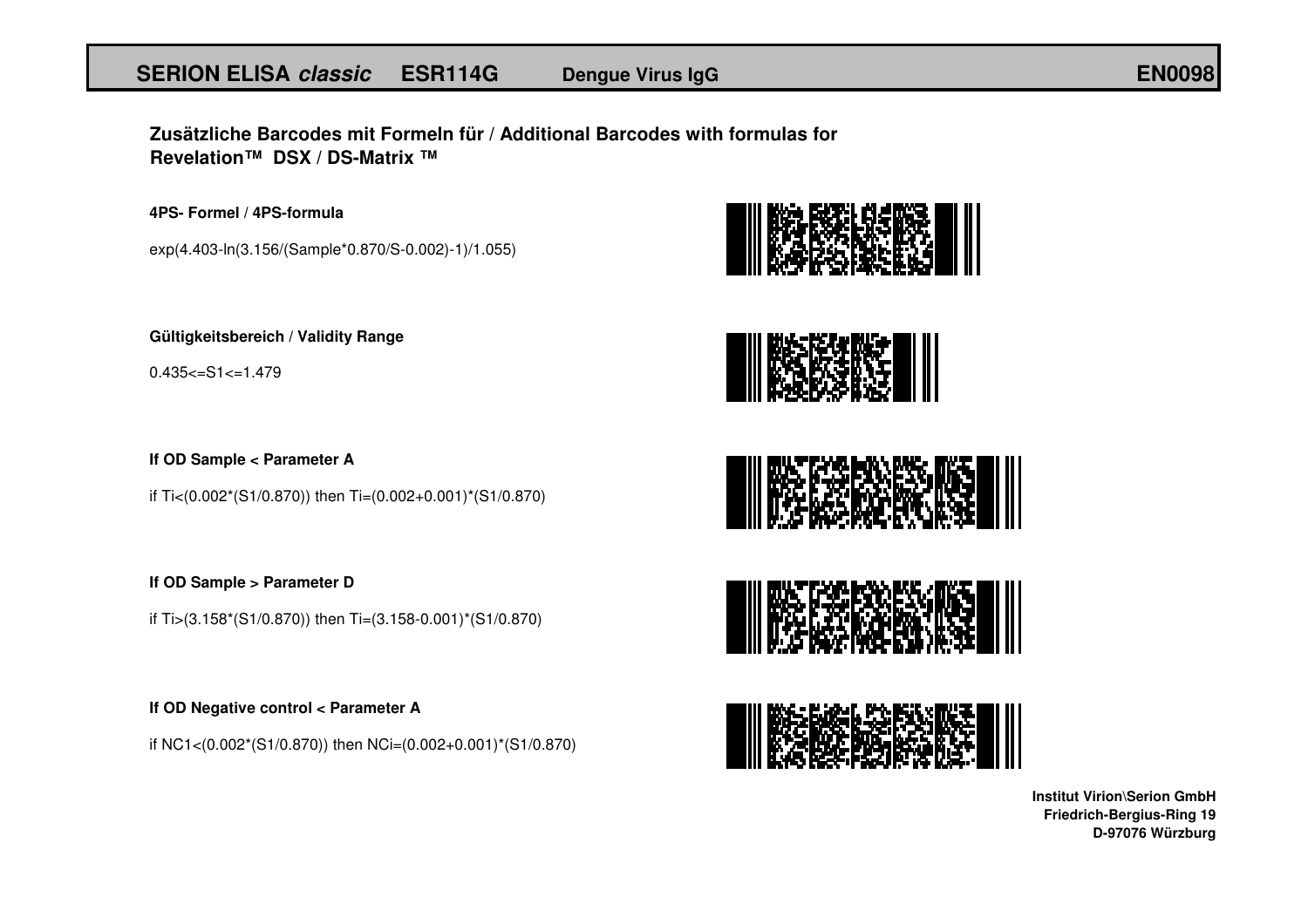## Zusätzliche Barcodes mit Formeln für / Additional Barcodes with formulas for Revelation™ DSX / DS-Matrix ™

**4PS- Formel / 4PS-formula**

exp(4.403-ln(3.156/(Sample*0.870/S-0.002)-1)/1.055)

**Gültigkeitsbereich / Validity Range**

0.435<=S1<=1.479

**If OD Sample < Parameter A**

if Ti<(0.002*(S1/0.870)) then Ti=(0.002+0.001)*(S1/0.870)

**If OD Sample > Parameter D**

if Ti>(3.158*(S1/0.870)) then Ti=(3.158-0.001)*(S1/0.870)

**If OD Negative control < Parameter A**

if NC1<(0.002*(S1/0.870)) then NCi=(0.002+0.001)*(S1/0.870)

**Institut Virion\Serion GmbH**
**Friedrich-Bergius-Ring 19**
**D-97076 Würzburg**